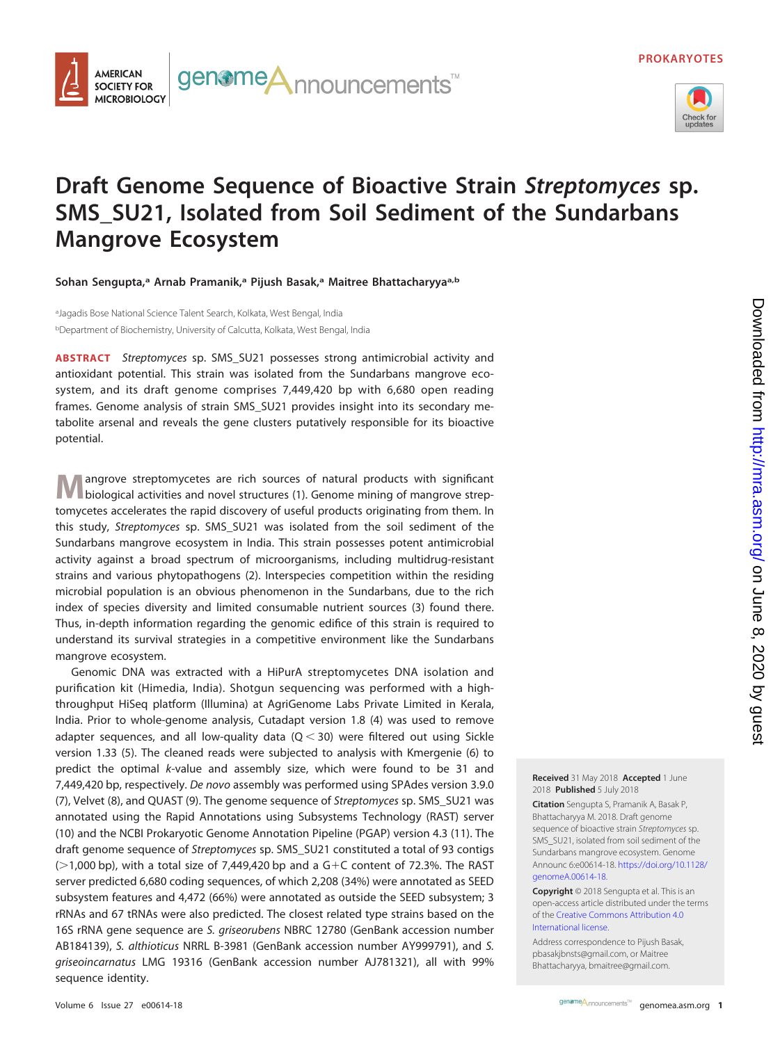PROKARYOTES

# Draft Genome Sequence of Bioactive Strain *Streptomyces* sp. SMS_SU21, Isolated from Soil Sediment of the Sundarbans Mangrove Ecosystem

**Sohan Sengupta,[a] Arnab Pramanik,[a] Pijush Basak,[a] Maitree Bhattacharyya[a,b]**

[a]Jagadis Bose National Science Talent Search, Kolkata, West Bengal, India
[b]Department of Biochemistry, University of Calcutta, Kolkata, West Bengal, India

**ABSTRACT** *Streptomyces* sp. SMS_SU21 possesses strong antimicrobial activity and antioxidant potential. This strain was isolated from the Sundarbans mangrove ecosystem, and its draft genome comprises 7,449,420 bp with 6,680 open reading frames. Genome analysis of strain SMS_SU21 provides insight into its secondary metabolite arsenal and reveals the gene clusters putatively responsible for its bioactive potential.

Mangrove streptomycetes are rich sources of natural products with significant biological activities and novel structures (1). Genome mining of mangrove streptomycetes accelerates the rapid discovery of useful products originating from them. In this study, *Streptomyces* sp. SMS_SU21 was isolated from the soil sediment of the Sundarbans mangrove ecosystem in India. This strain possesses potent antimicrobial activity against a broad spectrum of microorganisms, including multidrug-resistant strains and various phytopathogens (2). Interspecies competition within the residing microbial population is an obvious phenomenon in the Sundarbans, due to the rich index of species diversity and limited consumable nutrient sources (3) found there. Thus, in-depth information regarding the genomic edifice of this strain is required to understand its survival strategies in a competitive environment like the Sundarbans mangrove ecosystem.

Genomic DNA was extracted with a HiPurA streptomycetes DNA isolation and purification kit (Himedia, India). Shotgun sequencing was performed with a high-throughput HiSeq platform (Illumina) at AgriGenome Labs Private Limited in Kerala, India. Prior to whole-genome analysis, Cutadapt version 1.8 (4) was used to remove adapter sequences, and all low-quality data ($Q < 30$) were filtered out using Sickle version 1.33 (5). The cleaned reads were subjected to analysis with Kmergenie (6) to predict the optimal *k*-value and assembly size, which were found to be 31 and 7,449,420 bp, respectively. *De novo* assembly was performed using SPAdes version 3.9.0 (7), Velvet (8), and QUAST (9). The genome sequence of *Streptomyces* sp. SMS_SU21 was annotated using the Rapid Annotations using Subsystems Technology (RAST) server (10) and the NCBI Prokaryotic Genome Annotation Pipeline (PGAP) version 4.3 (11). The draft genome sequence of *Streptomyces* sp. SMS_SU21 constituted a total of 93 contigs (>1,000 bp), with a total size of 7,449,420 bp and a G+C content of 72.3%. The RAST server predicted 6,680 coding sequences, of which 2,208 (34%) were annotated as SEED subsystem features and 4,472 (66%) were annotated as outside the SEED subsystem; 3 rRNAs and 67 tRNAs were also predicted. The closest related type strains based on the 16S rRNA gene sequence are *S. griseorubens* NBRC 12780 (GenBank accession number AB184139), *S. althioticus* NRRL B-3981 (GenBank accession number AY999791), and *S. griseoincarnatus* LMG 19316 (GenBank accession number AJ781321), all with 99% sequence identity.

**Received** 31 May 2018 **Accepted** 1 June 2018 **Published** 5 July 2018

**Citation** Sengupta S, Pramanik A, Basak P, Bhattacharyya M. 2018. Draft genome sequence of bioactive strain *Streptomyces* sp. SMS_SU21, isolated from soil sediment of the Sundarbans mangrove ecosystem. Genome Announc 6:e00614-18. https://doi.org/10.1128/genomeA.00614-18.

**Copyright** © 2018 Sengupta et al. This is an open-access article distributed under the terms of the Creative Commons Attribution 4.0 International license.

Address correspondence to Pijush Basak, pbasakjbnsts@gmail.com, or Maitree Bhattacharyya, bmaitree@gmail.com.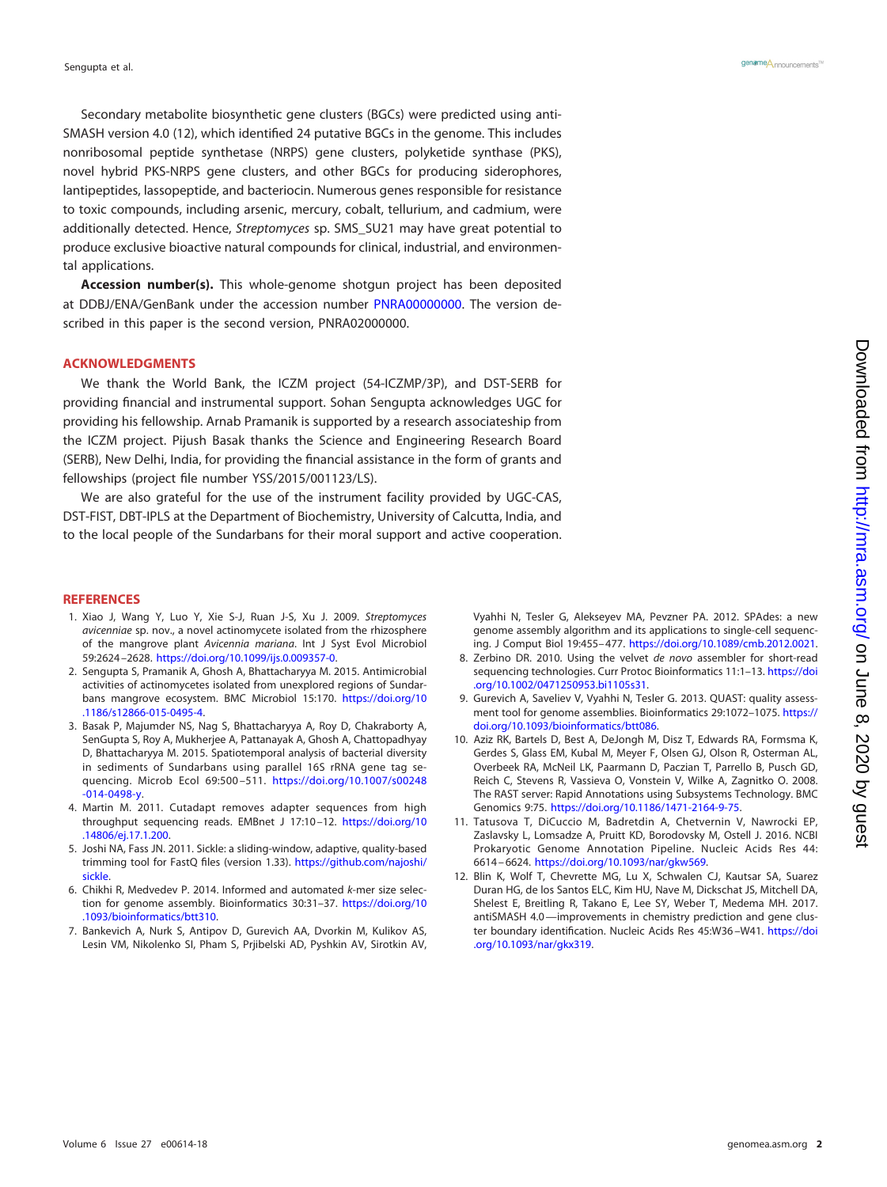Secondary metabolite biosynthetic gene clusters (BGCs) were predicted using anti-SMASH version 4.0 (12), which identified 24 putative BGCs in the genome. This includes nonribosomal peptide synthetase (NRPS) gene clusters, polyketide synthase (PKS), novel hybrid PKS-NRPS gene clusters, and other BGCs for producing siderophores, lantipeptides, lassopeptide, and bacteriocin. Numerous genes responsible for resistance to toxic compounds, including arsenic, mercury, cobalt, tellurium, and cadmium, were additionally detected. Hence, *Streptomyces* sp. SMS_SU21 may have great potential to produce exclusive bioactive natural compounds for clinical, industrial, and environmental applications.

**Accession number(s).** This whole-genome shotgun project has been deposited at DDBJ/ENA/GenBank under the accession number PNRA00000000. The version described in this paper is the second version, PNRA02000000.

## ACKNOWLEDGMENTS

We thank the World Bank, the ICZM project (54-ICZMP/3P), and DST-SERB for providing financial and instrumental support. Sohan Sengupta acknowledges UGC for providing his fellowship. Arnab Pramanik is supported by a research associateship from the ICZM project. Pijush Basak thanks the Science and Engineering Research Board (SERB), New Delhi, India, for providing the financial assistance in the form of grants and fellowships (project file number YSS/2015/001123/LS).

We are also grateful for the use of the instrument facility provided by UGC-CAS, DST-FIST, DBT-IPLS at the Department of Biochemistry, University of Calcutta, India, and to the local people of the Sundarbans for their moral support and active cooperation.

## REFERENCES

1. Xiao J, Wang Y, Luo Y, Xie S-J, Ruan J-S, Xu J. 2009. *Streptomyces avicenniae* sp. nov., a novel actinomycete isolated from the rhizosphere of the mangrove plant *Avicennia mariana*. Int J Syst Evol Microbiol 59:2624–2628. https://doi.org/10.1099/ijs.0.009357-0.
2. Sengupta S, Pramanik A, Ghosh A, Bhattacharyya M. 2015. Antimicrobial activities of actinomycetes isolated from unexplored regions of Sundarbans mangrove ecosystem. BMC Microbiol 15:170. https://doi.org/10.1186/s12866-015-0495-4.
3. Basak P, Majumder NS, Nag S, Bhattacharyya A, Roy D, Chakraborty A, SenGupta S, Roy A, Mukherjee A, Pattanayak A, Ghosh A, Chattopadhyay D, Bhattacharyya M. 2015. Spatiotemporal analysis of bacterial diversity in sediments of Sundarbans using parallel 16S rRNA gene tag sequencing. Microb Ecol 69:500–511. https://doi.org/10.1007/s00248-014-0498-y.
4. Martin M. 2011. Cutadapt removes adapter sequences from high throughput sequencing reads. EMBnet J 17:10–12. https://doi.org/10.14806/ej.17.1.200.
5. Joshi NA, Fass JN. 2011. Sickle: a sliding-window, adaptive, quality-based trimming tool for FastQ files (version 1.33). https://github.com/najoshi/sickle.
6. Chikhi R, Medvedev P. 2014. Informed and automated *k*-mer size selection for genome assembly. Bioinformatics 30:31–37. https://doi.org/10.1093/bioinformatics/btt310.
7. Bankevich A, Nurk S, Antipov D, Gurevich AA, Dvorkin M, Kulikov AS, Lesin VM, Nikolenko SI, Pham S, Prjibelski AD, Pyshkin AV, Sirotkin AV, Vyahhi N, Tesler G, Alekseyev MA, Pevzner PA. 2012. SPAdes: a new genome assembly algorithm and its applications to single-cell sequencing. J Comput Biol 19:455–477. https://doi.org/10.1089/cmb.2012.0021.
8. Zerbino DR. 2010. Using the velvet *de novo* assembler for short-read sequencing technologies. Curr Protoc Bioinformatics 11:1–13. https://doi.org/10.1002/0471250953.bi1105s31.
9. Gurevich A, Saveliev V, Vyahhi N, Tesler G. 2013. QUAST: quality assessment tool for genome assemblies. Bioinformatics 29:1072–1075. https://doi.org/10.1093/bioinformatics/btt086.
10. Aziz RK, Bartels D, Best A, DeJongh M, Disz T, Edwards RA, Formsma K, Gerdes S, Glass EM, Kubal M, Meyer F, Olsen GJ, Olson R, Osterman AL, Overbeek RA, McNeil LK, Paarmann D, Paczian T, Parrello B, Pusch GD, Reich C, Stevens R, Vassieva O, Vonstein V, Wilke A, Zagnitko O. 2008. The RAST server: Rapid Annotations using Subsystems Technology. BMC Genomics 9:75. https://doi.org/10.1186/1471-2164-9-75.
11. Tatusova T, DiCuccio M, Badretdin A, Chetvernin V, Nawrocki EP, Zaslavsky L, Lomsadze A, Pruitt KD, Borodovsky M, Ostell J. 2016. NCBI Prokaryotic Genome Annotation Pipeline. Nucleic Acids Res 44:6614–6624. https://doi.org/10.1093/nar/gkw569.
12. Blin K, Wolf T, Chevrette MG, Lu X, Schwalen CJ, Kautsar SA, Suarez Duran HG, de los Santos ELC, Kim HU, Nave M, Dickschat JS, Mitchell DA, Shelest E, Breitling R, Takano E, Lee SY, Weber T, Medema MH. 2017. antiSMASH 4.0—improvements in chemistry prediction and gene cluster boundary identification. Nucleic Acids Res 45:W36–W41. https://doi.org/10.1093/nar/gkx319.